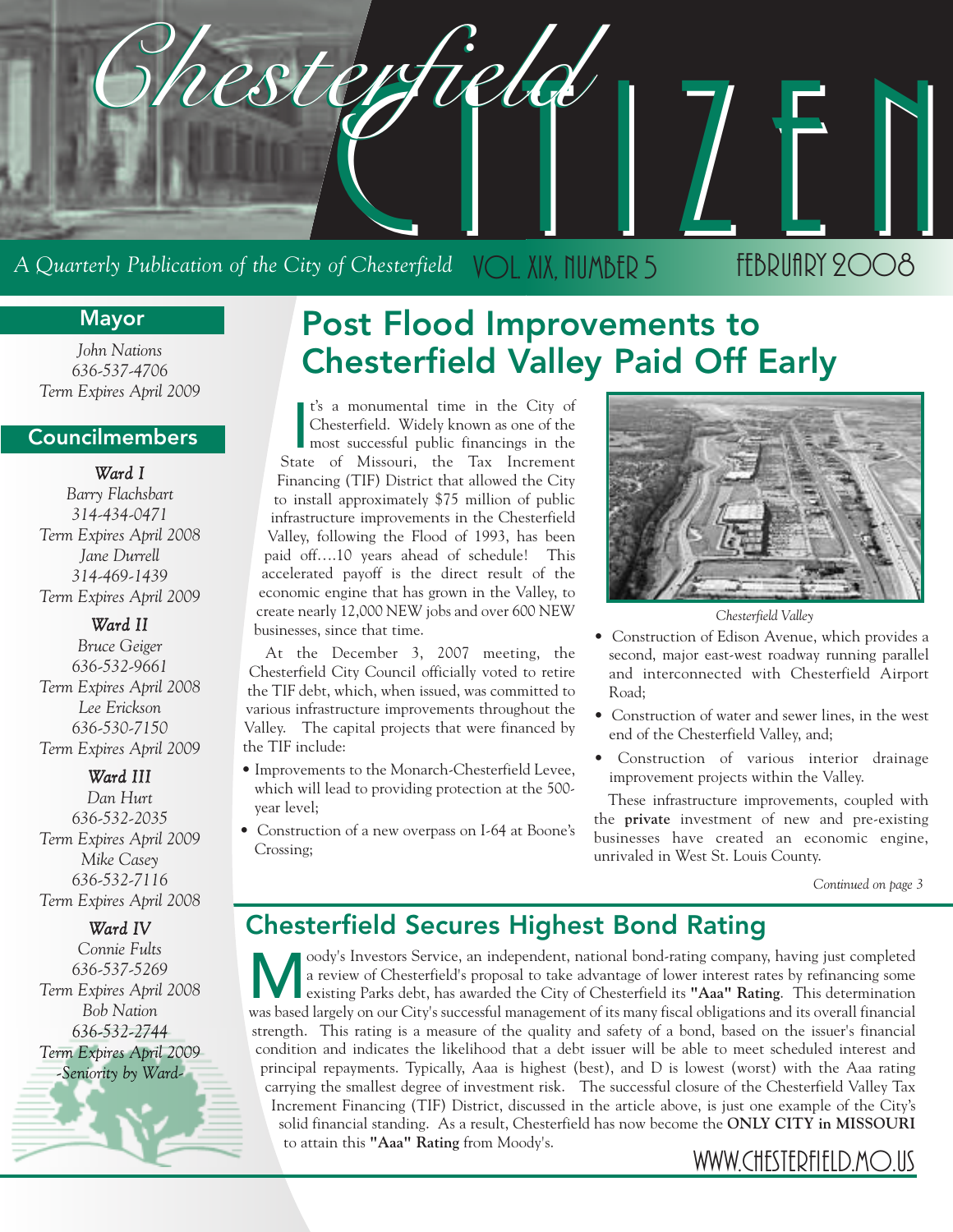# Chesterfield CITIZEN

*A Quarterly Publication of the City of Chesterfield* VOL XIX, NUMBER 5 FEBRUARY 2008

## Mayor

*John Nations*
*636-537-4706*
*Term Expires April 2009*

## Councilmembers

***Ward I***

*Barry Flachsbart*
*314-434-0471*
*Term Expires April 2008*
*Jane Durrell*
*314-469-1439*
*Term Expires April 2009*

***Ward II***

*Bruce Geiger*
*636-532-9661*
*Term Expires April 2008*
*Lee Erickson*
*636-530-7150*
*Term Expires April 2009*

***Ward III***

*Dan Hurt*
*636-532-2035*
*Term Expires April 2009*
*Mike Casey*
*636-532-7116*
*Term Expires April 2008*

***Ward IV***

*Connie Fults*
*636-537-5269*
*Term Expires April 2008*
*Bob Nation*
*636-532-2744*
*Term Expires April 2009*
*-Seniority by Ward-*

# Post Flood Improvements to Chesterfield Valley Paid Off Early

It's a monumental time in the City of Chesterfield. Widely known as one of the most successful public financings in the State of Missouri, the Tax Increment Financing (TIF) District that allowed the City to install approximately $75 million of public infrastructure improvements in the Chesterfield Valley, following the Flood of 1993, has been paid off….10 years ahead of schedule! This accelerated payoff is the direct result of the economic engine that has grown in the Valley, to create nearly 12,000 NEW jobs and over 600 NEW businesses, since that time.

At the December 3, 2007 meeting, the Chesterfield City Council officially voted to retire the TIF debt, which, when issued, was committed to various infrastructure improvements throughout the Valley. The capital projects that were financed by the TIF include:

- Improvements to the Monarch-Chesterfield Levee, which will lead to providing protection at the 500-year level;
- Construction of a new overpass on I-64 at Boone's Crossing;
- Construction of Edison Avenue, which provides a second, major east-west roadway running parallel and interconnected with Chesterfield Airport Road;
- Construction of water and sewer lines, in the west end of the Chesterfield Valley, and;
- Construction of various interior drainage improvement projects within the Valley.

*Chesterfield Valley*

These infrastructure improvements, coupled with the **private** investment of new and pre-existing businesses have created an economic engine, unrivaled in West St. Louis County.

*Continued on page 3*

## Chesterfield Secures Highest Bond Rating

Moody's Investors Service, an independent, national bond-rating company, having just completed a review of Chesterfield's proposal to take advantage of lower interest rates by refinancing some existing Parks debt, has awarded the City of Chesterfield its **"Aaa" Rating**. This determination was based largely on our City's successful management of its many fiscal obligations and its overall financial strength. This rating is a measure of the quality and safety of a bond, based on the issuer's financial condition and indicates the likelihood that a debt issuer will be able to meet scheduled interest and principal repayments. Typically, Aaa is highest (best), and D is lowest (worst) with the Aaa rating carrying the smallest degree of investment risk. The successful closure of the Chesterfield Valley Tax Increment Financing (TIF) District, discussed in the article above, is just one example of the City's solid financial standing. As a result, Chesterfield has now become the **ONLY CITY in MISSOURI** to attain this **"Aaa" Rating** from Moody's.

WWW.CHESTERFIELD.MO.US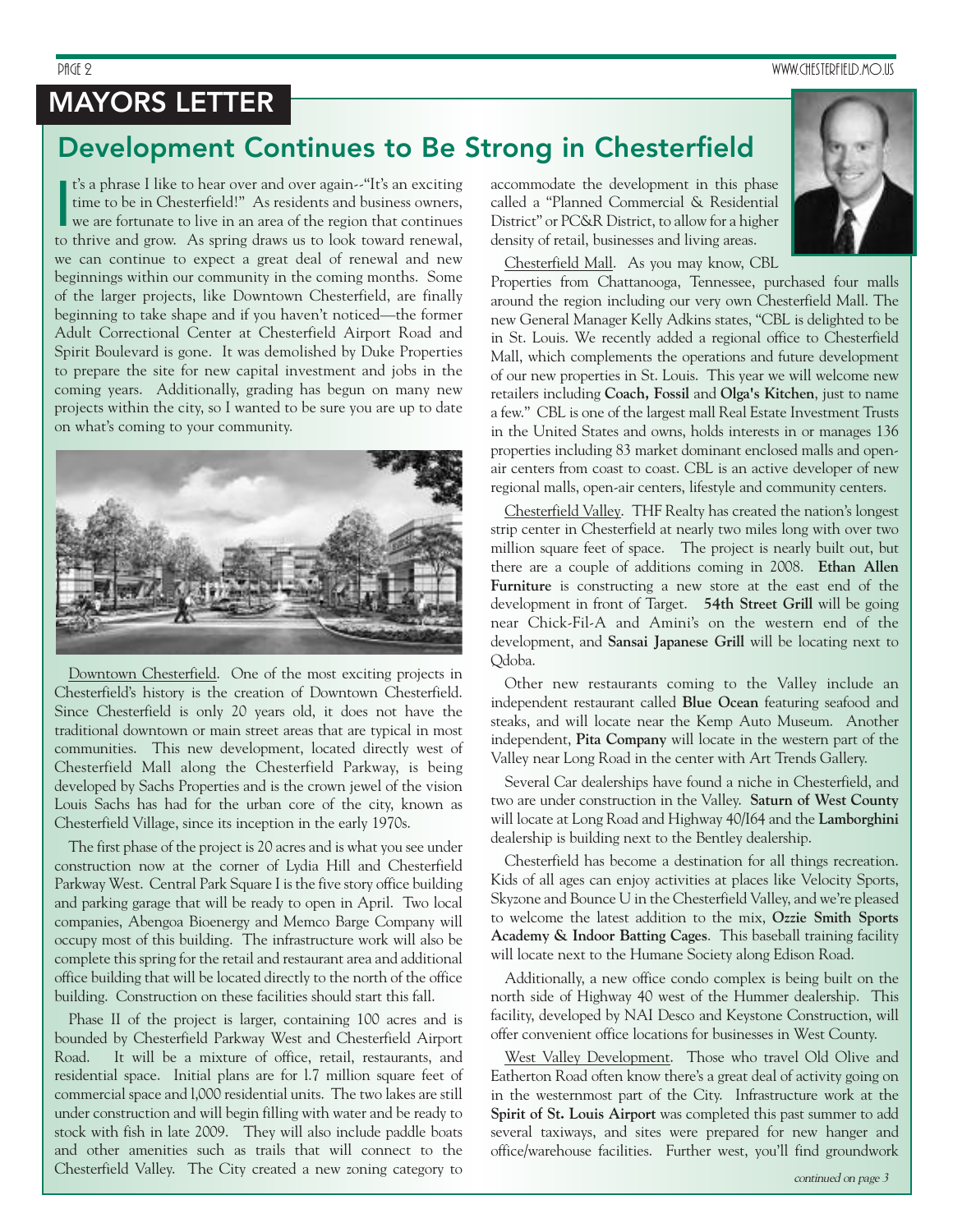# MAYORS LETTER

## Development Continues to Be Strong in Chesterfield

It's a phrase I like to hear over and over again--"It's an exciting time to be in Chesterfield!" As residents and business owners, we are fortunate to live in an area of the region that continues to thrive and grow. As spring draws us to look toward renewal, we can continue to expect a great deal of renewal and new beginnings within our community in the coming months. Some of the larger projects, like Downtown Chesterfield, are finally beginning to take shape and if you haven't noticed—the former Adult Correctional Center at Chesterfield Airport Road and Spirit Boulevard is gone. It was demolished by Duke Properties to prepare the site for new capital investment and jobs in the coming years. Additionally, grading has begun on many new projects within the city, so I wanted to be sure you are up to date on what's coming to your community.

Downtown Chesterfield. One of the most exciting projects in Chesterfield's history is the creation of Downtown Chesterfield. Since Chesterfield is only 20 years old, it does not have the traditional downtown or main street areas that are typical in most communities. This new development, located directly west of Chesterfield Mall along the Chesterfield Parkway, is being developed by Sachs Properties and is the crown jewel of the vision Louis Sachs has had for the urban core of the city, known as Chesterfield Village, since its inception in the early 1970s.

The first phase of the project is 20 acres and is what you see under construction now at the corner of Lydia Hill and Chesterfield Parkway West. Central Park Square I is the five story office building and parking garage that will be ready to open in April. Two local companies, Abengoa Bioenergy and Memco Barge Company will occupy most of this building. The infrastructure work will also be complete this spring for the retail and restaurant area and additional office building that will be located directly to the north of the office building. Construction on these facilities should start this fall.

Phase II of the project is larger, containing 100 acres and is bounded by Chesterfield Parkway West and Chesterfield Airport Road. It will be a mixture of office, retail, restaurants, and residential space. Initial plans are for 1.7 million square feet of commercial space and 1,000 residential units. The two lakes are still under construction and will begin filling with water and be ready to stock with fish in late 2009. They will also include paddle boats and other amenities such as trails that will connect to the Chesterfield Valley. The City created a new zoning category to accommodate the development in this phase called a "Planned Commercial & Residential District" or PC&R District, to allow for a higher density of retail, businesses and living areas.

Chesterfield Mall. As you may know, CBL Properties from Chattanooga, Tennessee, purchased four malls around the region including our very own Chesterfield Mall. The new General Manager Kelly Adkins states, "CBL is delighted to be in St. Louis. We recently added a regional office to Chesterfield Mall, which complements the operations and future development of our new properties in St. Louis. This year we will welcome new retailers including **Coach, Fossil** and **Olga's Kitchen**, just to name a few." CBL is one of the largest mall Real Estate Investment Trusts in the United States and owns, holds interests in or manages 136 properties including 83 market dominant enclosed malls and open-air centers from coast to coast. CBL is an active developer of new regional malls, open-air centers, lifestyle and community centers.

Chesterfield Valley. THF Realty has created the nation's longest strip center in Chesterfield at nearly two miles long with over two million square feet of space. The project is nearly built out, but there are a couple of additions coming in 2008. **Ethan Allen Furniture** is constructing a new store at the east end of the development in front of Target. **54th Street Grill** will be going near Chick-Fil-A and Amini's on the western end of the development, and **Sansai Japanese Grill** will be locating next to Qdoba.

Other new restaurants coming to the Valley include an independent restaurant called **Blue Ocean** featuring seafood and steaks, and will locate near the Kemp Auto Museum. Another independent, **Pita Company** will locate in the western part of the Valley near Long Road in the center with Art Trends Gallery.

Several Car dealerships have found a niche in Chesterfield, and two are under construction in the Valley. **Saturn of West County** will locate at Long Road and Highway 40/I64 and the **Lamborghini** dealership is building next to the Bentley dealership.

Chesterfield has become a destination for all things recreation. Kids of all ages can enjoy activities at places like Velocity Sports, Skyzone and Bounce U in the Chesterfield Valley, and we're pleased to welcome the latest addition to the mix, **Ozzie Smith Sports Academy & Indoor Batting Cages**. This baseball training facility will locate next to the Humane Society along Edison Road.

Additionally, a new office condo complex is being built on the north side of Highway 40 west of the Hummer dealership. This facility, developed by NAI Desco and Keystone Construction, will offer convenient office locations for businesses in West County.

West Valley Development. Those who travel Old Olive and Eatherton Road often know there's a great deal of activity going on in the westernmost part of the City. Infrastructure work at the **Spirit of St. Louis Airport** was completed this past summer to add several taxiways, and sites were prepared for new hanger and office/warehouse facilities. Further west, you'll find groundwork

*continued on page 3*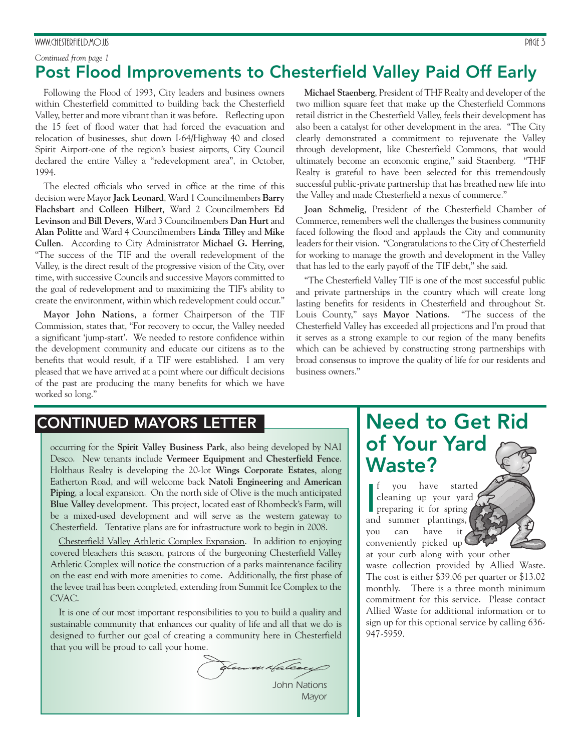*Continued from page 1*

# Post Flood Improvements to Chesterfield Valley Paid Off Early

Following the Flood of 1993, City leaders and business owners within Chesterfield committed to building back the Chesterfield Valley, better and more vibrant than it was before. Reflecting upon the 15 feet of flood water that had forced the evacuation and relocation of businesses, shut down I-64/Highway 40 and closed Spirit Airport-one of the region's busiest airports, City Council declared the entire Valley a "redevelopment area", in October, 1994.

The elected officials who served in office at the time of this decision were Mayor **Jack Leonard**, Ward 1 Councilmembers **Barry Flachsbart** and **Colleen Hilbert**, Ward 2 Councilmembers **Ed Levinson** and **Bill Devers**, Ward 3 Councilmembers **Dan Hurt** and **Alan Politte** and Ward 4 Councilmembers **Linda Tilley** and **Mike Cullen**. According to City Administrator **Michael G. Herring**, "The success of the TIF and the overall redevelopment of the Valley, is the direct result of the progressive vision of the City, over time, with successive Councils and successive Mayors committed to the goal of redevelopment and to maximizing the TIF's ability to create the environment, within which redevelopment could occur."

**Mayor John Nations**, a former Chairperson of the TIF Commission, states that, "For recovery to occur, the Valley needed a significant 'jump-start'. We needed to restore confidence within the development community and educate our citizens as to the benefits that would result, if a TIF were established. I am very pleased that we have arrived at a point where our difficult decisions of the past are producing the many benefits for which we have worked so long."

**Michael Staenberg**, President of THF Realty and developer of the two million square feet that make up the Chesterfield Commons retail district in the Chesterfield Valley, feels their development has also been a catalyst for other development in the area. "The City clearly demonstrated a commitment to rejuvenate the Valley through development, like Chesterfield Commons, that would ultimately become an economic engine," said Staenberg. "THF Realty is grateful to have been selected for this tremendously successful public-private partnership that has breathed new life into the Valley and made Chesterfield a nexus of commerce."

**Joan Schmelig**, President of the Chesterfield Chamber of Commerce, remembers well the challenges the business community faced following the flood and applauds the City and community leaders for their vision. "Congratulations to the City of Chesterfield for working to manage the growth and development in the Valley that has led to the early payoff of the TIF debt," she said.

"The Chesterfield Valley TIF is one of the most successful public and private partnerships in the country which will create long lasting benefits for residents in Chesterfield and throughout St. Louis County," says **Mayor Nations**. "The success of the Chesterfield Valley has exceeded all projections and I'm proud that it serves as a strong example to our region of the many benefits which can be achieved by constructing strong partnerships with broad consensus to improve the quality of life for our residents and business owners."

## CONTINUED MAYORS LETTER

occurring for the **Spirit Valley Business Park**, also being developed by NAI Desco. New tenants include **Vermeer Equipment** and **Chesterfield Fence**. Holthaus Realty is developing the 20-lot **Wings Corporate Estates**, along Eatherton Road, and will welcome back **Natoli Engineering** and **American Piping**, a local expansion. On the north side of Olive is the much anticipated **Blue Valley** development. This project, located east of Rhombeck's Farm, will be a mixed-used development and will serve as the western gateway to Chesterfield. Tentative plans are for infrastructure work to begin in 2008.

Chesterfield Valley Athletic Complex Expansion. In addition to enjoying covered bleachers this season, patrons of the burgeoning Chesterfield Valley Athletic Complex will notice the construction of a parks maintenance facility on the east end with more amenities to come. Additionally, the first phase of the levee trail has been completed, extending from Summit Ice Complex to the CVAC.

It is one of our most important responsibilities to you to build a quality and sustainable community that enhances our quality of life and all that we do is designed to further our goal of creating a community here in Chesterfield that you will be proud to call your home.

John Nations
Mayor

## Need to Get Rid of Your Yard Waste?

If you have started cleaning up your yard preparing it for spring and summer plantings, you can have it conveniently picked up at your curb along with your other waste collection provided by Allied Waste. The cost is either $39.06 per quarter or $13.02 monthly. There is a three month minimum commitment for this service. Please contact Allied Waste for additional information or to sign up for this optional service by calling 636-947-5959.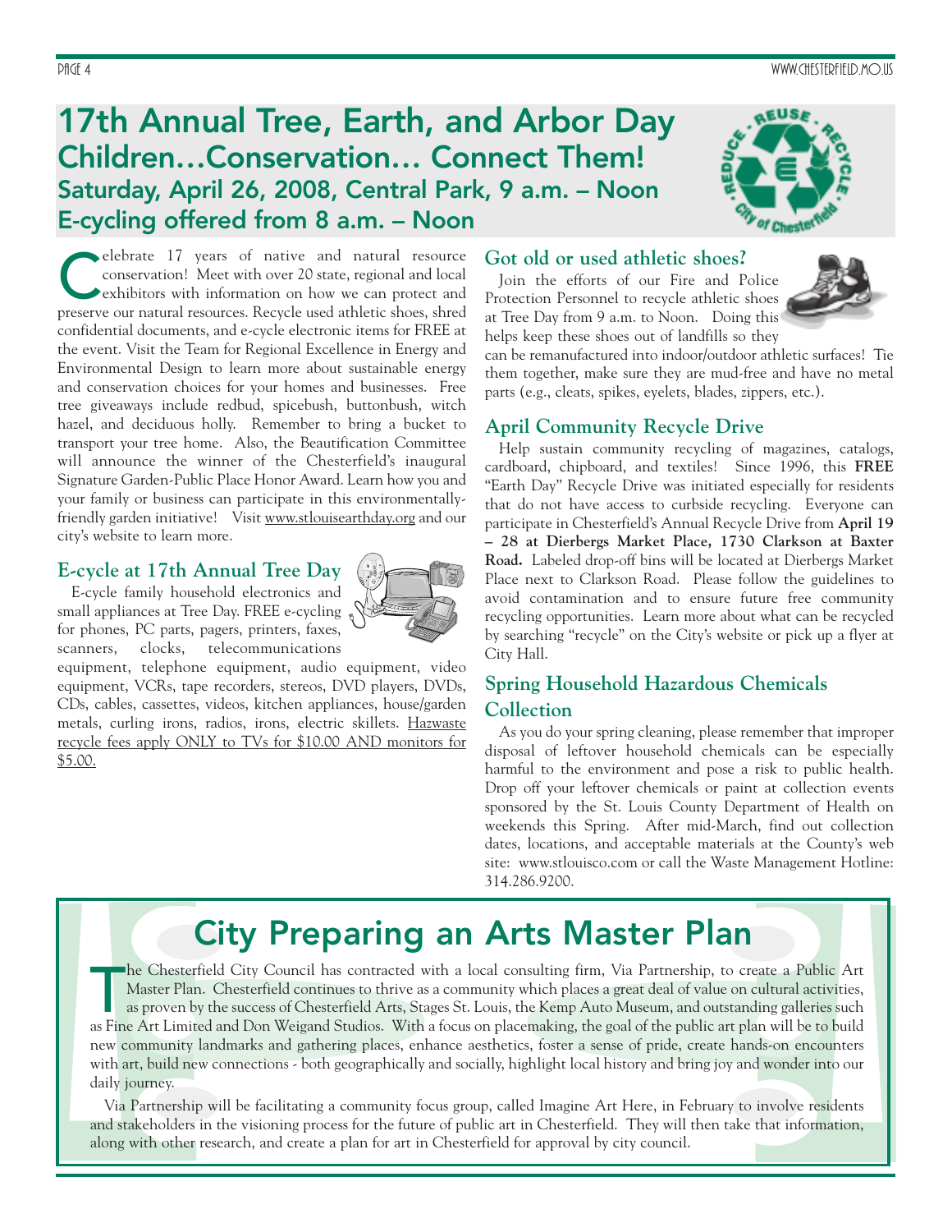# 17th Annual Tree, Earth, and Arbor Day

## Children…Conservation… Connect Them!

### Saturday, April 26, 2008, Central Park, 9 a.m. – Noon

### E-cycling offered from 8 a.m. – Noon

Celebrate 17 years of native and natural resource conservation! Meet with over 20 state, regional and local exhibitors with information on how we can protect and preserve our natural resources. Recycle used athletic shoes, shred confidential documents, and e-cycle electronic items for FREE at the event. Visit the Team for Regional Excellence in Energy and Environmental Design to learn more about sustainable energy and conservation choices for your homes and businesses. Free tree giveaways include redbud, spicebush, buttonbush, witch hazel, and deciduous holly. Remember to bring a bucket to transport your tree home. Also, the Beautification Committee will announce the winner of the Chesterfield's inaugural Signature Garden-Public Place Honor Award. Learn how you and your family or business can participate in this environmentally-friendly garden initiative! Visit www.stlouisearthday.org and our city's website to learn more.

### E-cycle at 17th Annual Tree Day

E-cycle family household electronics and small appliances at Tree Day. FREE e-cycling for phones, PC parts, pagers, printers, faxes, scanners, clocks, telecommunications equipment, telephone equipment, audio equipment, video equipment, VCRs, tape recorders, stereos, DVD players, DVDs, CDs, cables, cassettes, videos, kitchen appliances, house/garden metals, curling irons, radios, irons, electric skillets. Hazwaste recycle fees apply ONLY to TVs for $10.00 AND monitors for $5.00.

### Got old or used athletic shoes?

Join the efforts of our Fire and Police Protection Personnel to recycle athletic shoes at Tree Day from 9 a.m. to Noon. Doing this helps keep these shoes out of landfills so they can be remanufactured into indoor/outdoor athletic surfaces! Tie them together, make sure they are mud-free and have no metal parts (e.g., cleats, spikes, eyelets, blades, zippers, etc.).

### April Community Recycle Drive

Help sustain community recycling of magazines, catalogs, cardboard, chipboard, and textiles! Since 1996, this **FREE** "Earth Day" Recycle Drive was initiated especially for residents that do not have access to curbside recycling. Everyone can participate in Chesterfield's Annual Recycle Drive from **April 19 – 28 at Dierbergs Market Place, 1730 Clarkson at Baxter Road.** Labeled drop-off bins will be located at Dierbergs Market Place next to Clarkson Road. Please follow the guidelines to avoid contamination and to ensure future free community recycling opportunities. Learn more about what can be recycled by searching "recycle" on the City's website or pick up a flyer at City Hall.

### Spring Household Hazardous Chemicals Collection

As you do your spring cleaning, please remember that improper disposal of leftover household chemicals can be especially harmful to the environment and pose a risk to public health. Drop off your leftover chemicals or paint at collection events sponsored by the St. Louis County Department of Health on weekends this Spring. After mid-March, find out collection dates, locations, and acceptable materials at the County's web site: www.stlouisco.com or call the Waste Management Hotline: 314.286.9200.

# City Preparing an Arts Master Plan

The Chesterfield City Council has contracted with a local consulting firm, Via Partnership, to create a Public Art Master Plan. Chesterfield continues to thrive as a community which places a great deal of value on cultural activities, as proven by the success of Chesterfield Arts, Stages St. Louis, the Kemp Auto Museum, and outstanding galleries such as Fine Art Limited and Don Weigand Studios. With a focus on placemaking, the goal of the public art plan will be to build new community landmarks and gathering places, enhance aesthetics, foster a sense of pride, create hands-on encounters with art, build new connections - both geographically and socially, highlight local history and bring joy and wonder into our daily journey.

Via Partnership will be facilitating a community focus group, called Imagine Art Here, in February to involve residents and stakeholders in the visioning process for the future of public art in Chesterfield. They will then take that information, along with other research, and create a plan for art in Chesterfield for approval by city council.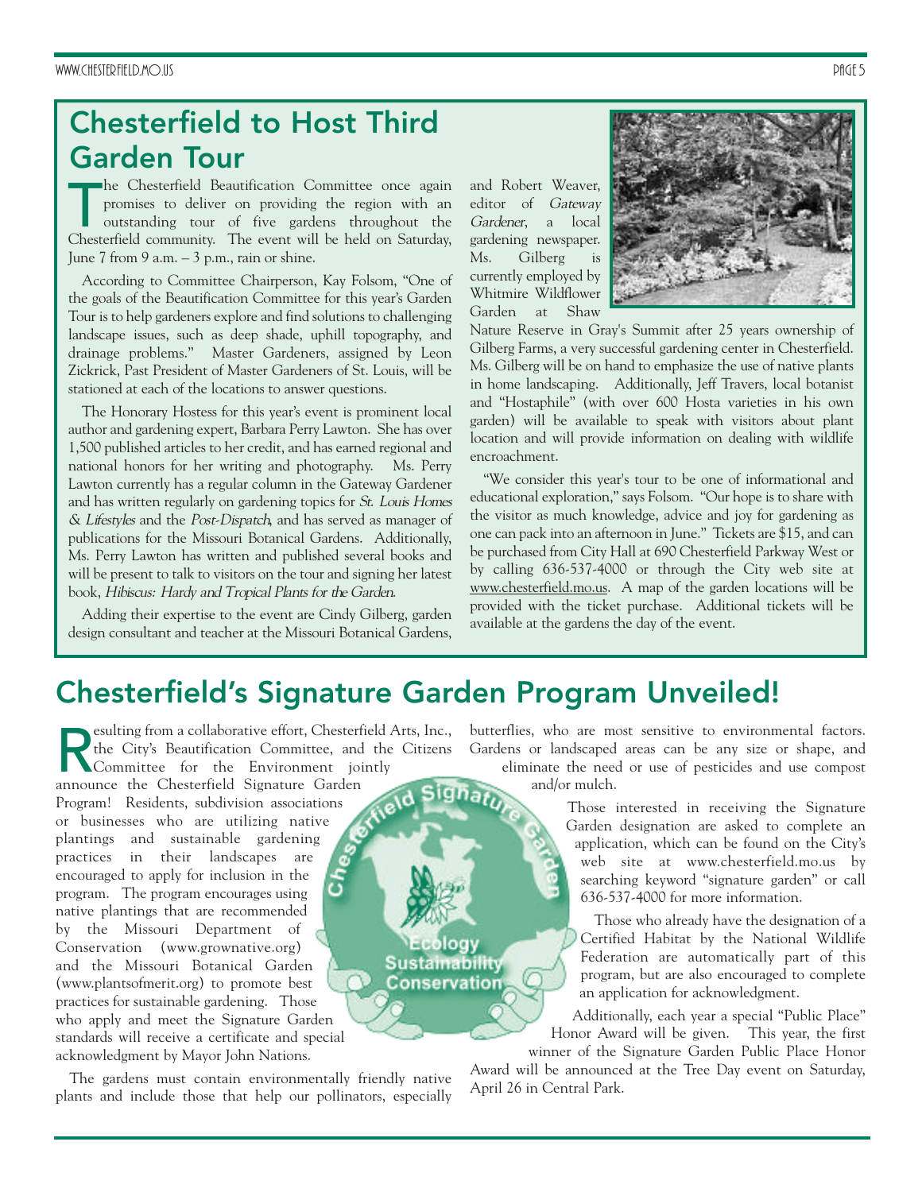## Chesterfield to Host Third Garden Tour

The Chesterfield Beautification Committee once again promises to deliver on providing the region with an outstanding tour of five gardens throughout the Chesterfield community. The event will be held on Saturday, June 7 from 9 a.m. – 3 p.m., rain or shine.

According to Committee Chairperson, Kay Folsom, "One of the goals of the Beautification Committee for this year's Garden Tour is to help gardeners explore and find solutions to challenging landscape issues, such as deep shade, uphill topography, and drainage problems." Master Gardeners, assigned by Leon Zickrick, Past President of Master Gardeners of St. Louis, will be stationed at each of the locations to answer questions.

The Honorary Hostess for this year's event is prominent local author and gardening expert, Barbara Perry Lawton. She has over 1,500 published articles to her credit, and has earned regional and national honors for her writing and photography. Ms. Perry Lawton currently has a regular column in the Gateway Gardener and has written regularly on gardening topics for *St. Louis Homes & Lifestyles* and the *Post-Dispatch*, and has served as manager of publications for the Missouri Botanical Gardens. Additionally, Ms. Perry Lawton has written and published several books and will be present to talk to visitors on the tour and signing her latest book, *Hibiscus: Hardy and Tropical Plants for the Garden*.

Adding their expertise to the event are Cindy Gilberg, garden design consultant and teacher at the Missouri Botanical Gardens, and Robert Weaver, editor of *Gateway Gardener*, a local gardening newspaper. Ms. Gilberg is currently employed by Whitmire Wildflower Garden at Shaw Nature Reserve in Gray's Summit after 25 years ownership of Gilberg Farms, a very successful gardening center in Chesterfield. Ms. Gilberg will be on hand to emphasize the use of native plants in home landscaping. Additionally, Jeff Travers, local botanist and "Hostaphile" (with over 600 Hosta varieties in his own garden) will be available to speak with visitors about plant location and will provide information on dealing with wildlife encroachment.

"We consider this year's tour to be one of informational and educational exploration," says Folsom. "Our hope is to share with the visitor as much knowledge, advice and joy for gardening as one can pack into an afternoon in June." Tickets are $15, and can be purchased from City Hall at 690 Chesterfield Parkway West or by calling 636-537-4000 or through the City web site at www.chesterfield.mo.us. A map of the garden locations will be provided with the ticket purchase. Additional tickets will be available at the gardens the day of the event.

## Chesterfield's Signature Garden Program Unveiled!

Resulting from a collaborative effort, Chesterfield Arts, Inc., the City's Beautification Committee, and the Citizens Committee for the Environment jointly announce the Chesterfield Signature Garden Program! Residents, subdivision associations or businesses who are utilizing native plantings and sustainable gardening practices in their landscapes are encouraged to apply for inclusion in the program. The program encourages using native plantings that are recommended by the Missouri Department of Conservation (www.grownative.org) and the Missouri Botanical Garden (www.plantsofmerit.org) to promote best practices for sustainable gardening. Those who apply and meet the Signature Garden standards will receive a certificate and special acknowledgment by Mayor John Nations.

The gardens must contain environmentally friendly native plants and include those that help our pollinators, especially butterflies, who are most sensitive to environmental factors. Gardens or landscaped areas can be any size or shape, and eliminate the need or use of pesticides and use compost and/or mulch.

Those interested in receiving the Signature Garden designation are asked to complete an application, which can be found on the City's web site at www.chesterfield.mo.us by searching keyword "signature garden" or call 636-537-4000 for more information.

Those who already have the designation of a Certified Habitat by the National Wildlife Federation are automatically part of this program, but are also encouraged to complete an application for acknowledgment.

Additionally, each year a special "Public Place" Honor Award will be given. This year, the first winner of the Signature Garden Public Place Honor Award will be announced at the Tree Day event on Saturday, April 26 in Central Park.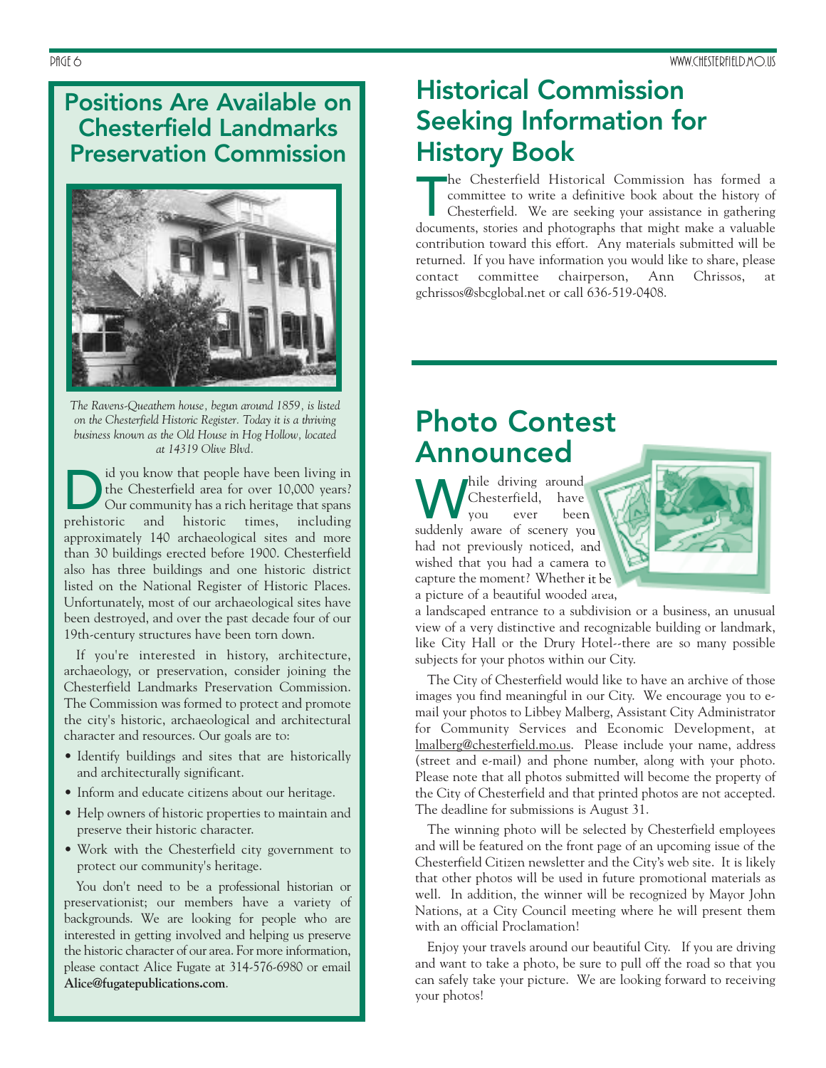## Positions Are Available on Chesterfield Landmarks Preservation Commission

*The Ravens-Queathem house, begun around 1859, is listed on the Chesterfield Historic Register. Today it is a thriving business known as the Old House in Hog Hollow, located at 14319 Olive Blvd.*

Did you know that people have been living in the Chesterfield area for over 10,000 years? Our community has a rich heritage that spans prehistoric and historic times, including approximately 140 archaeological sites and more than 30 buildings erected before 1900. Chesterfield also has three buildings and one historic district listed on the National Register of Historic Places. Unfortunately, most of our archaeological sites have been destroyed, and over the past decade four of our 19th-century structures have been torn down.

If you're interested in history, architecture, archaeology, or preservation, consider joining the Chesterfield Landmarks Preservation Commission. The Commission was formed to protect and promote the city's historic, archaeological and architectural character and resources. Our goals are to:

- Identify buildings and sites that are historically and architecturally significant.
- Inform and educate citizens about our heritage.
- Help owners of historic properties to maintain and preserve their historic character.
- Work with the Chesterfield city government to protect our community's heritage.

You don't need to be a professional historian or preservationist; our members have a variety of backgrounds. We are looking for people who are interested in getting involved and helping us preserve the historic character of our area. For more information, please contact Alice Fugate at 314-576-6980 or email **Alice@fugatepublications.com**.

## Historical Commission Seeking Information for History Book

The Chesterfield Historical Commission has formed a committee to write a definitive book about the history of Chesterfield. We are seeking your assistance in gathering documents, stories and photographs that might make a valuable contribution toward this effort. Any materials submitted will be returned. If you have information you would like to share, please contact committee chairperson, Ann Chrissos, at gchrissos@sbcglobal.net or call 636-519-0408.

## Photo Contest Announced

While driving around Chesterfield, have you ever been suddenly aware of scenery you had not previously noticed, and wished that you had a camera to capture the moment? Whether it be a picture of a beautiful wooded area, a landscaped entrance to a subdivision or a business, an unusual view of a very distinctive and recognizable building or landmark, like City Hall or the Drury Hotel--there are so many possible subjects for your photos within our City.

The City of Chesterfield would like to have an archive of those images you find meaningful in our City. We encourage you to e-mail your photos to Libbey Malberg, Assistant City Administrator for Community Services and Economic Development, at lmalberg@chesterfield.mo.us. Please include your name, address (street and e-mail) and phone number, along with your photo. Please note that all photos submitted will become the property of the City of Chesterfield and that printed photos are not accepted. The deadline for submissions is August 31.

The winning photo will be selected by Chesterfield employees and will be featured on the front page of an upcoming issue of the Chesterfield Citizen newsletter and the City's web site. It is likely that other photos will be used in future promotional materials as well. In addition, the winner will be recognized by Mayor John Nations, at a City Council meeting where he will present them with an official Proclamation!

Enjoy your travels around our beautiful City. If you are driving and want to take a photo, be sure to pull off the road so that you can safely take your picture. We are looking forward to receiving your photos!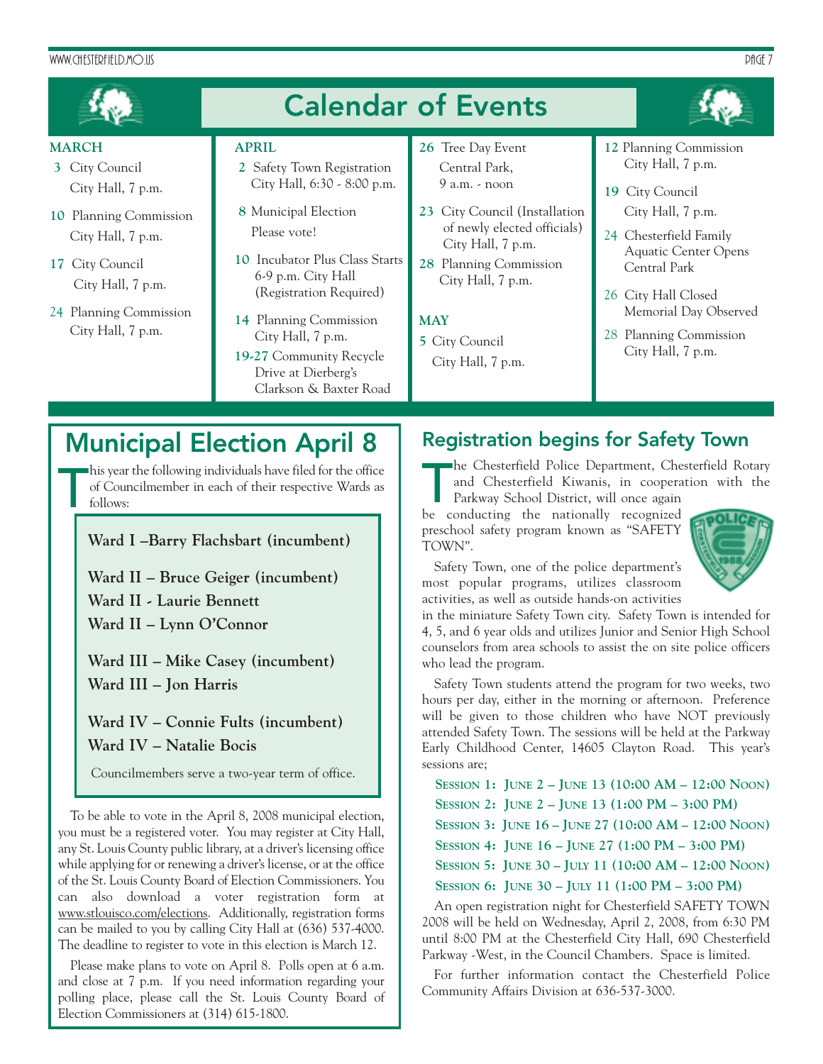# Calendar of Events

**MARCH**

- **3** City Council
  City Hall, 7 p.m.
- **10** Planning Commission
  City Hall, 7 p.m.
- **17** City Council
  City Hall, 7 p.m.
- **24** Planning Commission
  City Hall, 7 p.m.

**APRIL**

- **2** Safety Town Registration
  City Hall, 6:30 - 8:00 p.m.
- **8** Municipal Election
  Please vote!
- **10** Incubator Plus Class Starts
  6-9 p.m. City Hall
  (Registration Required)
- **14** Planning Commission
  City Hall, 7 p.m.
- **19-27** Community Recycle
  Drive at Dierberg's
  Clarkson & Baxter Road
- **26** Tree Day Event
  Central Park,
  9 a.m. - noon
- **23** City Council (Installation of newly elected officials)
  City Hall, 7 p.m.
- **28** Planning Commission
  City Hall, 7 p.m.

**MAY**

- **5** City Council
  City Hall, 7 p.m.
- **12** Planning Commission
  City Hall, 7 p.m.
- **19** City Council
  City Hall, 7 p.m.
- **24** Chesterfield Family
  Aquatic Center Opens
  Central Park
- **26** City Hall Closed
  Memorial Day Observed
- **28** Planning Commission
  City Hall, 7 p.m.

## Municipal Election April 8

This year the following individuals have filed for the office of Councilmember in each of their respective Wards as follows:

**Ward I –Barry Flachsbart (incumbent)**

**Ward II – Bruce Geiger (incumbent)**
**Ward II - Laurie Bennett**
**Ward II – Lynn O'Connor**

**Ward III – Mike Casey (incumbent)**
**Ward III – Jon Harris**

**Ward IV – Connie Fults (incumbent)**
**Ward IV – Natalie Bocis**

Councilmembers serve a two-year term of office.

To be able to vote in the April 8, 2008 municipal election, you must be a registered voter. You may register at City Hall, any St. Louis County public library, at a driver's licensing office while applying for or renewing a driver's license, or at the office of the St. Louis County Board of Election Commissioners. You can also download a voter registration form at www.stlouisco.com/elections. Additionally, registration forms can be mailed to you by calling City Hall at (636) 537-4000. The deadline to register to vote in this election is March 12.

Please make plans to vote on April 8. Polls open at 6 a.m. and close at 7 p.m. If you need information regarding your polling place, please call the St. Louis County Board of Election Commissioners at (314) 615-1800.

## Registration begins for Safety Town

The Chesterfield Police Department, Chesterfield Rotary and Chesterfield Kiwanis, in cooperation with the Parkway School District, will once again be conducting the nationally recognized preschool safety program known as "SAFETY TOWN".

Safety Town, one of the police department's most popular programs, utilizes classroom activities, as well as outside hands-on activities in the miniature Safety Town city. Safety Town is intended for 4, 5, and 6 year olds and utilizes Junior and Senior High School counselors from area schools to assist the on site police officers who lead the program.

Safety Town students attend the program for two weeks, two hours per day, either in the morning or afternoon. Preference will be given to those children who have NOT previously attended Safety Town. The sessions will be held at the Parkway Early Childhood Center, 14605 Clayton Road. This year's sessions are;

**Session 1: June 2 – June 13 (10:00 AM – 12:00 Noon)**
**Session 2: June 2 – June 13 (1:00 PM – 3:00 PM)**
**Session 3: June 16 – June 27 (10:00 AM – 12:00 Noon)**
**Session 4: June 16 – June 27 (1:00 PM – 3:00 PM)**
**Session 5: June 30 – July 11 (10:00 AM – 12:00 Noon)**
**Session 6: June 30 – July 11 (1:00 PM – 3:00 PM)**

An open registration night for Chesterfield SAFETY TOWN 2008 will be held on Wednesday, April 2, 2008, from 6:30 PM until 8:00 PM at the Chesterfield City Hall, 690 Chesterfield Parkway -West, in the Council Chambers. Space is limited.

For further information contact the Chesterfield Police Community Affairs Division at 636-537-3000.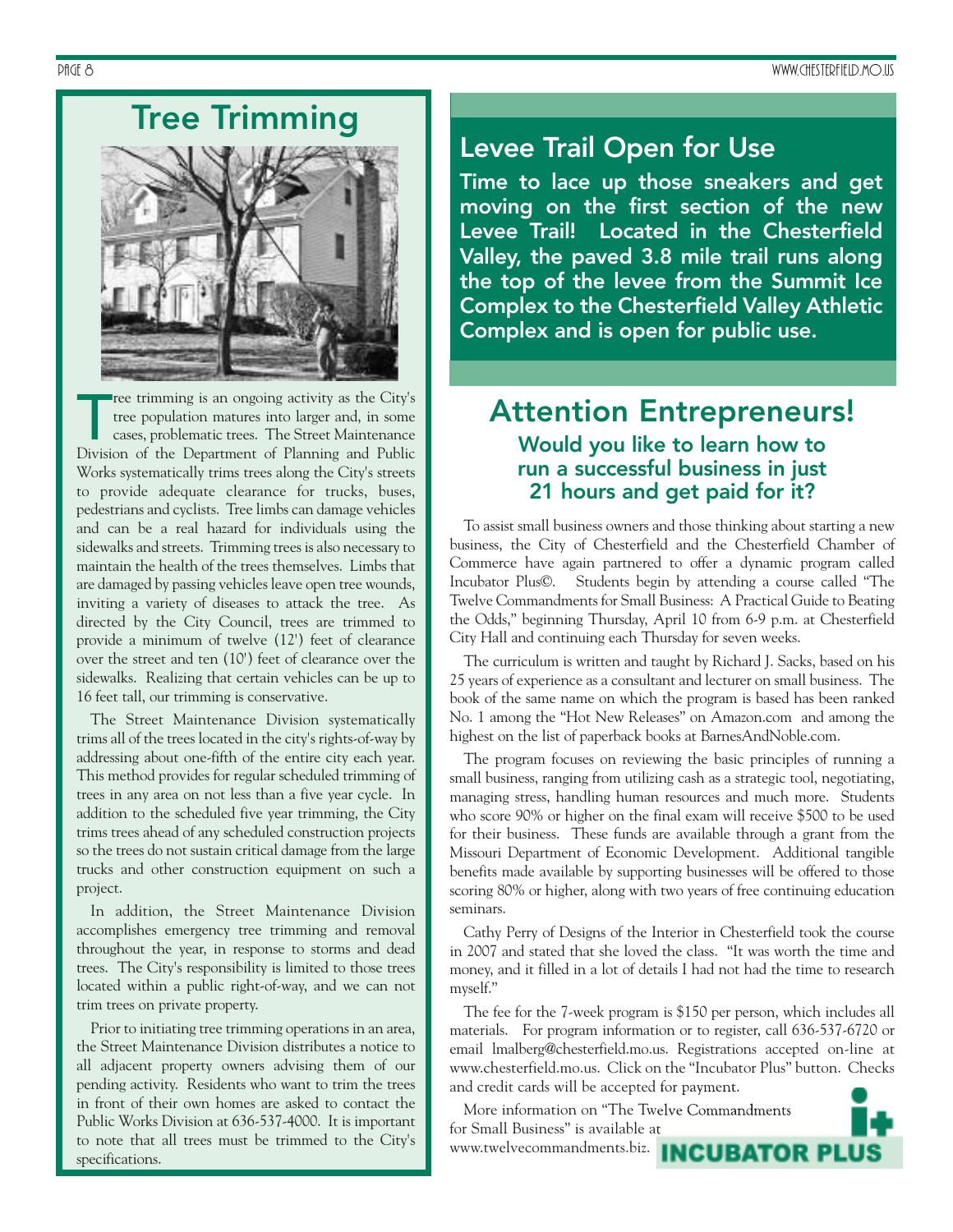# Tree Trimming

Tree trimming is an ongoing activity as the City's tree population matures into larger and, in some cases, problematic trees. The Street Maintenance Division of the Department of Planning and Public Works systematically trims trees along the City's streets to provide adequate clearance for trucks, buses, pedestrians and cyclists. Tree limbs can damage vehicles and can be a real hazard for individuals using the sidewalks and streets. Trimming trees is also necessary to maintain the health of the trees themselves. Limbs that are damaged by passing vehicles leave open tree wounds, inviting a variety of diseases to attack the tree. As directed by the City Council, trees are trimmed to provide a minimum of twelve (12') feet of clearance over the street and ten (10') feet of clearance over the sidewalks. Realizing that certain vehicles can be up to 16 feet tall, our trimming is conservative.

The Street Maintenance Division systematically trims all of the trees located in the city's rights-of-way by addressing about one-fifth of the entire city each year. This method provides for regular scheduled trimming of trees in any area on not less than a five year cycle. In addition to the scheduled five year trimming, the City trims trees ahead of any scheduled construction projects so the trees do not sustain critical damage from the large trucks and other construction equipment on such a project.

In addition, the Street Maintenance Division accomplishes emergency tree trimming and removal throughout the year, in response to storms and dead trees. The City's responsibility is limited to those trees located within a public right-of-way, and we can not trim trees on private property.

Prior to initiating tree trimming operations in an area, the Street Maintenance Division distributes a notice to all adjacent property owners advising them of our pending activity. Residents who want to trim the trees in front of their own homes are asked to contact the Public Works Division at 636-537-4000. It is important to note that all trees must be trimmed to the City's specifications.

# Levee Trail Open for Use

**Time to lace up those sneakers and get moving on the first section of the new Levee Trail! Located in the Chesterfield Valley, the paved 3.8 mile trail runs along the top of the levee from the Summit Ice Complex to the Chesterfield Valley Athletic Complex and is open for public use.**

# Attention Entrepreneurs!

### Would you like to learn how to run a successful business in just 21 hours and get paid for it?

To assist small business owners and those thinking about starting a new business, the City of Chesterfield and the Chesterfield Chamber of Commerce have again partnered to offer a dynamic program called Incubator Plus©. Students begin by attending a course called "The Twelve Commandments for Small Business: A Practical Guide to Beating the Odds," beginning Thursday, April 10 from 6-9 p.m. at Chesterfield City Hall and continuing each Thursday for seven weeks.

The curriculum is written and taught by Richard J. Sacks, based on his 25 years of experience as a consultant and lecturer on small business. The book of the same name on which the program is based has been ranked No. 1 among the "Hot New Releases" on Amazon.com and among the highest on the list of paperback books at BarnesAndNoble.com.

The program focuses on reviewing the basic principles of running a small business, ranging from utilizing cash as a strategic tool, negotiating, managing stress, handling human resources and much more. Students who score 90% or higher on the final exam will receive $500 to be used for their business. These funds are available through a grant from the Missouri Department of Economic Development. Additional tangible benefits made available by supporting businesses will be offered to those scoring 80% or higher, along with two years of free continuing education seminars.

Cathy Perry of Designs of the Interior in Chesterfield took the course in 2007 and stated that she loved the class. "It was worth the time and money, and it filled in a lot of details I had not had the time to research myself."

The fee for the 7-week program is $150 per person, which includes all materials. For program information or to register, call 636-537-6720 or email lmalberg@chesterfield.mo.us. Registrations accepted on-line at www.chesterfield.mo.us. Click on the "Incubator Plus" button. Checks and credit cards will be accepted for payment.

More information on "The Twelve Commandments for Small Business" is available at www.twelvecommandments.biz.

INCUBATOR PLUS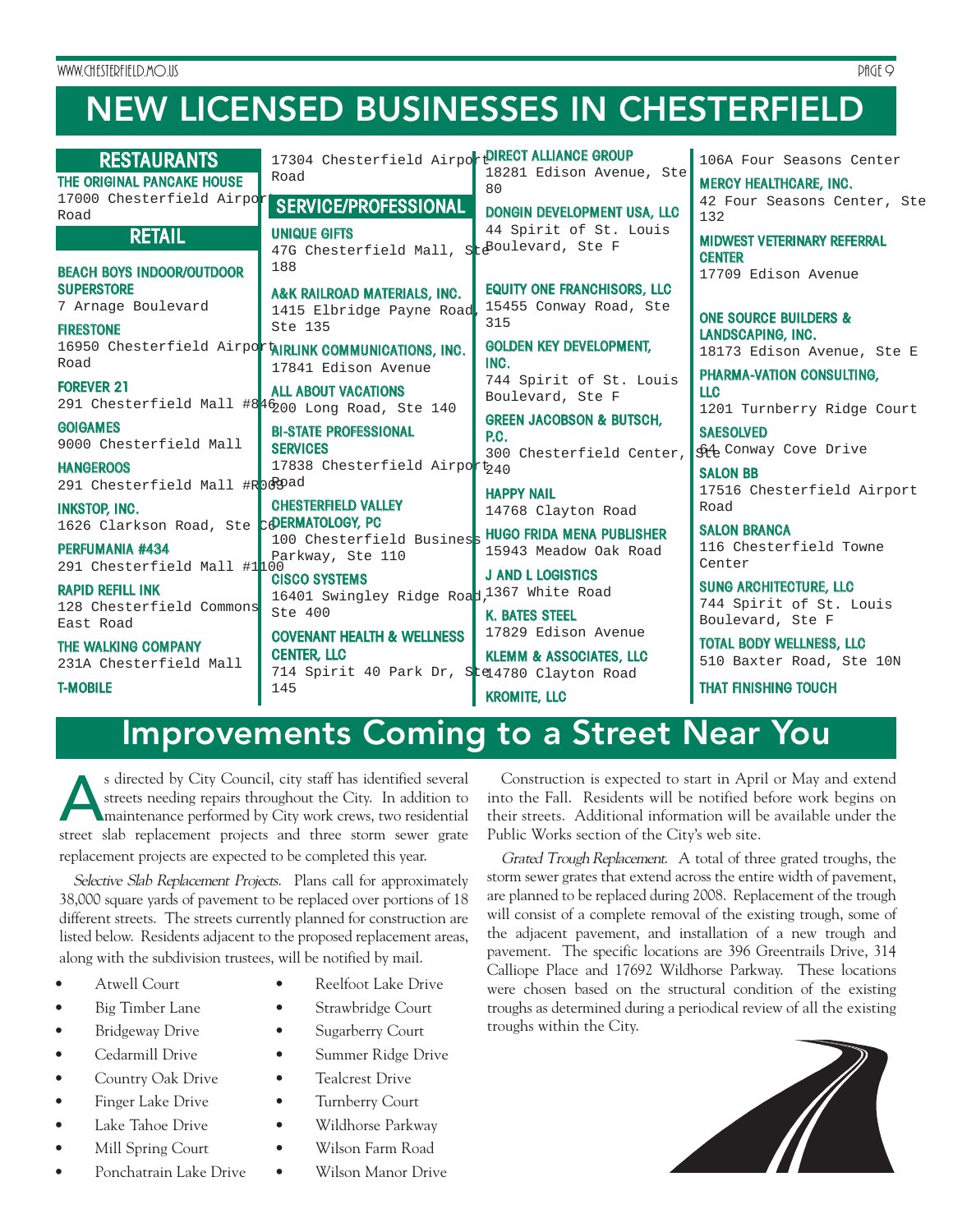# NEW LICENSED BUSINESSES IN CHESTERFIELD

## RESTAURANTS

**THE ORIGINAL PANCAKE HOUSE**
17000 Chesterfield Airport Road

## RETAIL

**BEACH BOYS INDOOR/OUTDOOR SUPERSTORE**
7 Arnage Boulevard

**FIRESTONE**
16950 Chesterfield Airport Road

**FOREVER 21**
291 Chesterfield Mall #846

**GOIGAMES**
9000 Chesterfield Mall

**HANGEROOS**
291 Chesterfield Mall #R009

**INKSTOP, INC.**
1626 Clarkson Road, Ste C

**PERFUMANIA #434**
291 Chesterfield Mall #1100

**RAPID REFILL INK**
128 Chesterfield Commons East Road

**THE WALKING COMPANY**
231A Chesterfield Mall

**T-MOBILE**
17304 Chesterfield Airport Road

## SERVICE/PROFESSIONAL

**UNIQUE GIFTS**
47G Chesterfield Mall, Ste 188

**A&K RAILROAD MATERIALS, INC.**
1415 Elbridge Payne Road, Ste 135

**AIRLINK COMMUNICATIONS, INC.**
17841 Edison Avenue

**ALL ABOUT VACATIONS**
200 Long Road, Ste 140

**BI-STATE PROFESSIONAL SERVICES**
17838 Chesterfield Airport Road

**CHESTERFIELD VALLEY DERMATOLOGY, PC**
100 Chesterfield Business Parkway, Ste 110

**CISCO SYSTEMS**
16401 Swingley Ridge Road, Ste 400

**COVENANT HEALTH & WELLNESS CENTER, LLC**
714 Spirit 40 Park Dr, Ste 145

**DIRECT ALLIANCE GROUP**
18281 Edison Avenue, Ste 80

**DONGIN DEVELOPMENT USA, LLC**
44 Spirit of St. Louis Boulevard, Ste F

**EQUITY ONE FRANCHISORS, LLC**
15455 Conway Road, Ste 315

**GOLDEN KEY DEVELOPMENT, INC.**
744 Spirit of St. Louis Boulevard, Ste F

**GREEN JACOBSON & BUTSCH, P.C.**
300 Chesterfield Center, Ste 240

**HAPPY NAIL**
14768 Clayton Road

**HUGO FRIDA MENA PUBLISHER**
15943 Meadow Oak Road

**J AND L LOGISTICS**
1367 White Road

**K. BATES STEEL**
17829 Edison Avenue

**KLEMM & ASSOCIATES, LLC**
14780 Clayton Road

**KROMITE, LLC**
106A Four Seasons Center

**MERCY HEALTHCARE, INC.**
42 Four Seasons Center, Ste 132

**MIDWEST VETERINARY REFERRAL CENTER**
17709 Edison Avenue

**ONE SOURCE BUILDERS & LANDSCAPING, INC.**
18173 Edison Avenue, Ste E

**PHARMA-VATION CONSULTING, LLC**
1201 Turnberry Ridge Court

**SAESOLVED**
64 Conway Cove Drive

**SALON BB**
17516 Chesterfield Airport Road

**SALON BRANCA**
116 Chesterfield Towne Center

**SUNG ARCHITECTURE, LLC**
744 Spirit of St. Louis Boulevard, Ste F

**TOTAL BODY WELLNESS, LLC**
510 Baxter Road, Ste 10N

**THAT FINISHING TOUCH**

# Improvements Coming to a Street Near You

As directed by City Council, city staff has identified several streets needing repairs throughout the City. In addition to maintenance performed by City work crews, two residential street slab replacement projects and three storm sewer grate replacement projects are expected to be completed this year.

*Selective Slab Replacement Projects.* Plans call for approximately 38,000 square yards of pavement to be replaced over portions of 18 different streets. The streets currently planned for construction are listed below. Residents adjacent to the proposed replacement areas, along with the subdivision trustees, will be notified by mail.

- Atwell Court
- Big Timber Lane
- Bridgeway Drive
- Cedarmill Drive
- Country Oak Drive
- Finger Lake Drive
- Lake Tahoe Drive
- Mill Spring Court
- Ponchatrain Lake Drive
- Reelfoot Lake Drive
- Strawbridge Court
- Sugarberry Court
- Summer Ridge Drive
- Tealcrest Drive
- Turnberry Court
- Wildhorse Parkway
- Wilson Farm Road
- Wilson Manor Drive

Construction is expected to start in April or May and extend into the Fall. Residents will be notified before work begins on their streets. Additional information will be available under the Public Works section of the City's web site.

*Grated Trough Replacement.* A total of three grated troughs, the storm sewer grates that extend across the entire width of pavement, are planned to be replaced during 2008. Replacement of the trough will consist of a complete removal of the existing trough, some of the adjacent pavement, and installation of a new trough and pavement. The specific locations are 396 Greentrails Drive, 314 Calliope Place and 17692 Wildhorse Parkway. These locations were chosen based on the structural condition of the existing troughs as determined during a periodical review of all the existing troughs within the City.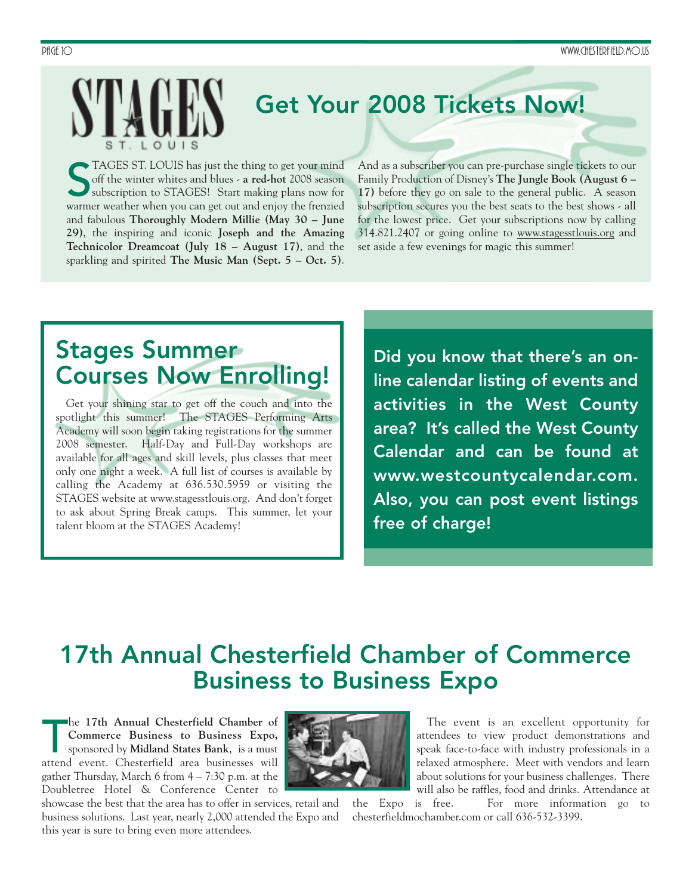# STAGES ST. LOUIS

## Get Your 2008 Tickets Now!

STAGES ST. LOUIS has just the thing to get your mind off the winter whites and blues - **a red-hot** 2008 season subscription to STAGES! Start making plans now for warmer weather when you can get out and enjoy the frenzied and fabulous **Thoroughly Modern Millie (May 30 – June 29)**, the inspiring and iconic **Joseph and the Amazing Technicolor Dreamcoat (July 18 – August 17)**, and the sparkling and spirited **The Music Man (Sept. 5 – Oct. 5)**.

And as a subscriber you can pre-purchase single tickets to our Family Production of Disney's **The Jungle Book (August 6 – 17)** before they go on sale to the general public. A season subscription secures you the best seats to the best shows - all for the lowest price. Get your subscriptions now by calling 314.821.2407 or going online to www.stagesstlouis.org and set aside a few evenings for magic this summer!

## Stages Summer Courses Now Enrolling!

Get your shining star to get off the couch and into the spotlight this summer! The STAGES Performing Arts Academy will soon begin taking registrations for the summer 2008 semester. Half-Day and Full-Day workshops are available for all ages and skill levels, plus classes that meet only one night a week. A full list of courses is available by calling the Academy at 636.530.5959 or visiting the STAGES website at www.stagesstlouis.org. And don't forget to ask about Spring Break camps. This summer, let your talent bloom at the STAGES Academy!

**Did you know that there's an on-line calendar listing of events and activities in the West County area? It's called the West County Calendar and can be found at www.westcountycalendar.com. Also, you can post event listings free of charge!**

## 17th Annual Chesterfield Chamber of Commerce Business to Business Expo

The **17th Annual Chesterfield Chamber of Commerce Business to Business Expo,** sponsored by **Midland States Bank**, is a must attend event. Chesterfield area businesses will gather Thursday, March 6 from 4 – 7:30 p.m. at the Doubletree Hotel & Conference Center to showcase the best that the area has to offer in services, retail and business solutions. Last year, nearly 2,000 attended the Expo and this year is sure to bring even more attendees.

The event is an excellent opportunity for attendees to view product demonstrations and speak face-to-face with industry professionals in a relaxed atmosphere. Meet with vendors and learn about solutions for your business challenges. There will also be raffles, food and drinks. Attendance at the Expo is free. For more information go to chesterfieldmochamber.com or call 636-532-3399.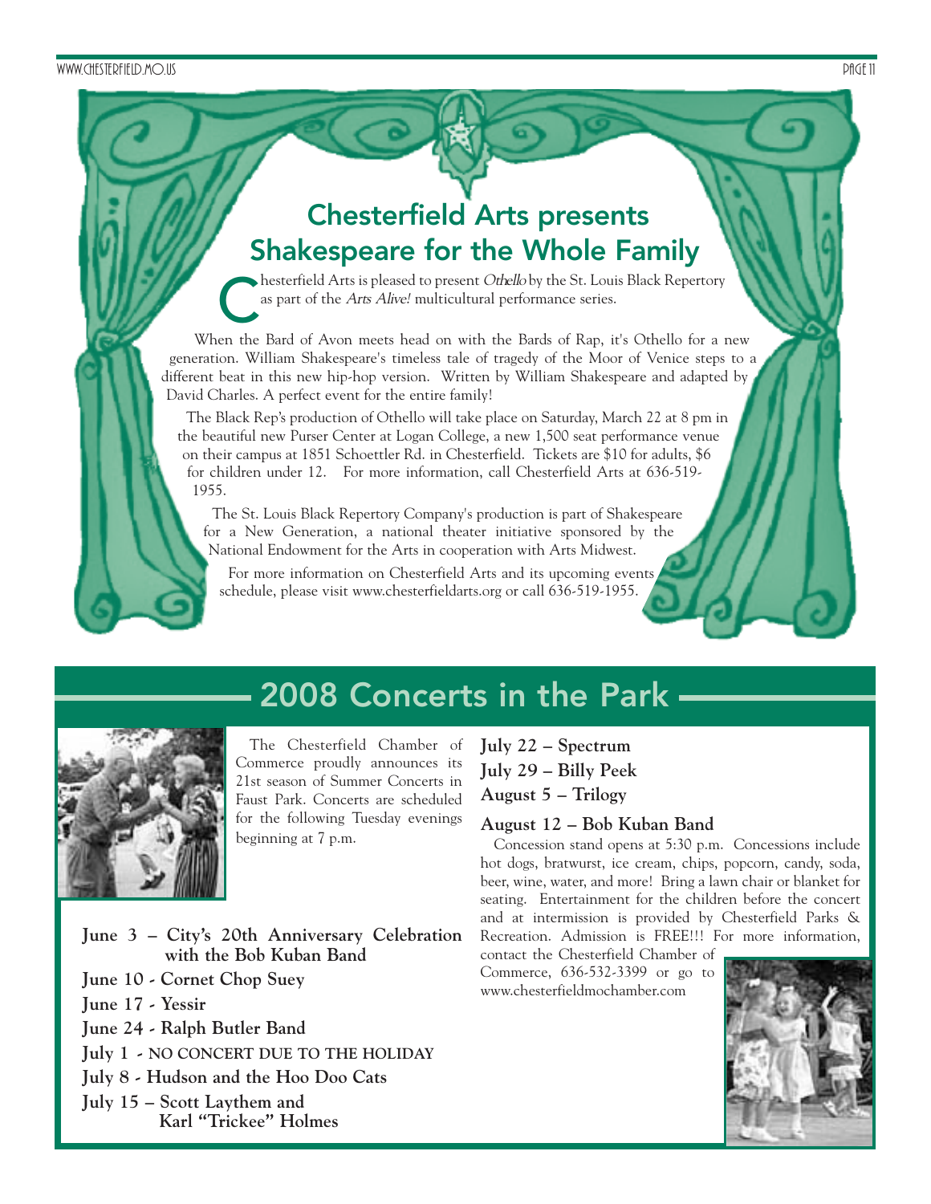## Chesterfield Arts presents Shakespeare for the Whole Family

Chesterfield Arts is pleased to present *Othello* by the St. Louis Black Repertory as part of the *Arts Alive!* multicultural performance series.

When the Bard of Avon meets head on with the Bards of Rap, it's Othello for a new generation. William Shakespeare's timeless tale of tragedy of the Moor of Venice steps to a different beat in this new hip-hop version. Written by William Shakespeare and adapted by David Charles. A perfect event for the entire family!

The Black Rep's production of Othello will take place on Saturday, March 22 at 8 pm in the beautiful new Purser Center at Logan College, a new 1,500 seat performance venue on their campus at 1851 Schoettler Rd. in Chesterfield. Tickets are $10 for adults, $6 for children under 12. For more information, call Chesterfield Arts at 636-519-1955.

The St. Louis Black Repertory Company's production is part of Shakespeare for a New Generation, a national theater initiative sponsored by the National Endowment for the Arts in cooperation with Arts Midwest.

For more information on Chesterfield Arts and its upcoming events schedule, please visit www.chesterfieldarts.org or call 636-519-1955.

## 2008 Concerts in the Park

The Chesterfield Chamber of Commerce proudly announces its 21st season of Summer Concerts in Faust Park. Concerts are scheduled for the following Tuesday evenings beginning at 7 p.m.

**June 3 – City's 20th Anniversary Celebration with the Bob Kuban Band**
**June 10 - Cornet Chop Suey**
**June 17 - Yessir**
**June 24 - Ralph Butler Band**
**July 1 - NO CONCERT DUE TO THE HOLIDAY**
**July 8 - Hudson and the Hoo Doo Cats**
**July 15 – Scott Laythem and Karl "Trickee" Holmes**
**July 22 – Spectrum**
**July 29 – Billy Peek**
**August 5 – Trilogy**
**August 12 – Bob Kuban Band**

Concession stand opens at 5:30 p.m. Concessions include hot dogs, bratwurst, ice cream, chips, popcorn, candy, soda, beer, wine, water, and more! Bring a lawn chair or blanket for seating. Entertainment for the children before the concert and at intermission is provided by Chesterfield Parks & Recreation. Admission is FREE!!! For more information, contact the Chesterfield Chamber of Commerce, 636-532-3399 or go to www.chesterfieldmochamber.com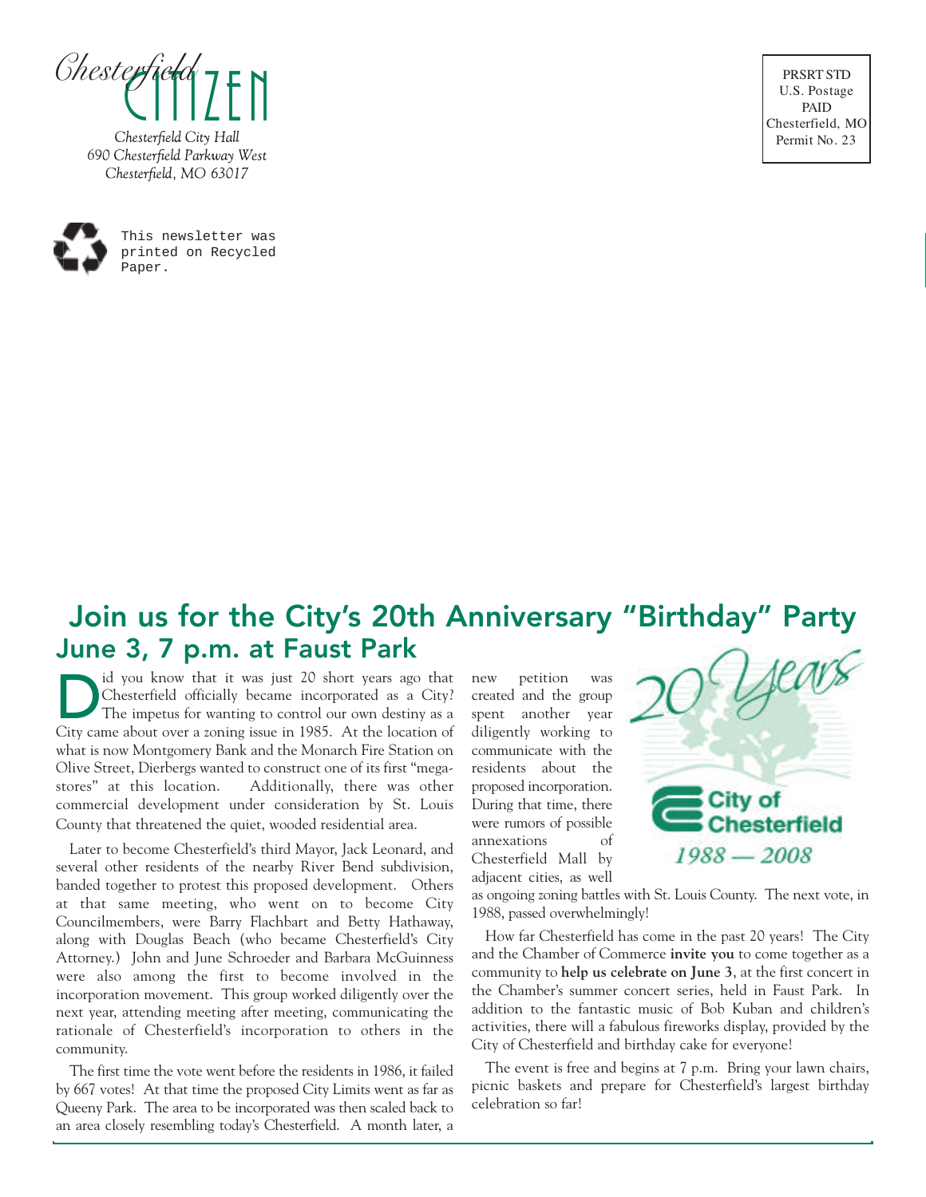Chesterfield CITIZEN

*Chesterfield City Hall*
*690 Chesterfield Parkway West*
*Chesterfield, MO 63017*

PRSRT STD
U.S. Postage
PAID
Chesterfield, MO
Permit No. 23

This newsletter was printed on Recycled Paper.

# Join us for the City's 20th Anniversary "Birthday" Party

## June 3, 7 p.m. at Faust Park

Did you know that it was just 20 short years ago that Chesterfield officially became incorporated as a City? The impetus for wanting to control our own destiny as a City came about over a zoning issue in 1985. At the location of what is now Montgomery Bank and the Monarch Fire Station on Olive Street, Dierbergs wanted to construct one of its first "mega-stores" at this location. Additionally, there was other commercial development under consideration by St. Louis County that threatened the quiet, wooded residential area.

Later to become Chesterfield's third Mayor, Jack Leonard, and several other residents of the nearby River Bend subdivision, banded together to protest this proposed development. Others at that same meeting, who went on to become City Councilmembers, were Barry Flachbart and Betty Hathaway, along with Douglas Beach (who became Chesterfield's City Attorney.) John and June Schroeder and Barbara McGuinness were also among the first to become involved in the incorporation movement. This group worked diligently over the next year, attending meeting after meeting, communicating the rationale of Chesterfield's incorporation to others in the community.

The first time the vote went before the residents in 1986, it failed by 667 votes! At that time the proposed City Limits went as far as Queeny Park. The area to be incorporated was then scaled back to an area closely resembling today's Chesterfield. A month later, a new petition was created and the group spent another year diligently working to communicate with the residents about the proposed incorporation. During that time, there were rumors of possible annexations of Chesterfield Mall by adjacent cities, as well as ongoing zoning battles with St. Louis County. The next vote, in 1988, passed overwhelmingly!

20 Years
City of Chesterfield
1988 — 2008

How far Chesterfield has come in the past 20 years! The City and the Chamber of Commerce **invite you** to come together as a community to **help us celebrate on June 3**, at the first concert in the Chamber's summer concert series, held in Faust Park. In addition to the fantastic music of Bob Kuban and children's activities, there will a fabulous fireworks display, provided by the City of Chesterfield and birthday cake for everyone!

The event is free and begins at 7 p.m. Bring your lawn chairs, picnic baskets and prepare for Chesterfield's largest birthday celebration so far!